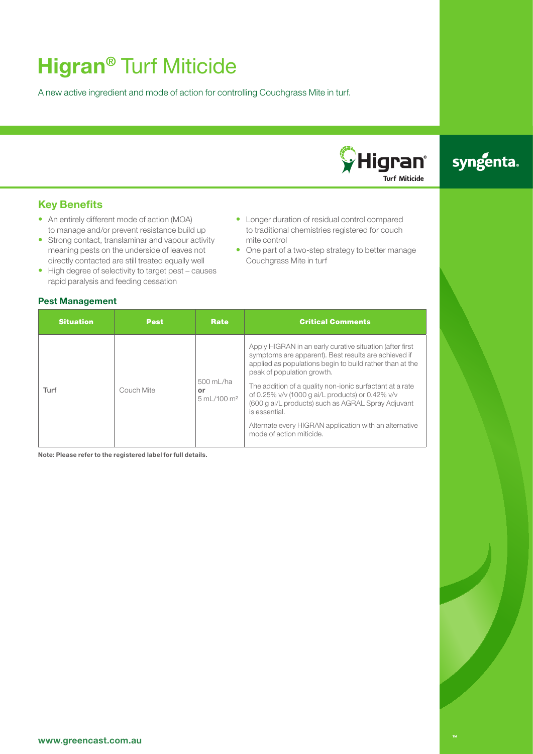# **Higran®** Turf Miticide

A new active ingredient and mode of action for controlling Couchgrass Mite in turf.

Higran® Turf Miticide

syngenta.

## Key Benefits

- An entirely different mode of action (MOA) to manage and/or prevent resistance build up
- Strong contact, translaminar and vapour activity meaning pests on the underside of leaves not directly contacted are still treated equally well
- High degree of selectivity to target pest – causes rapid paralysis and feeding cessation
- Longer duration of residual control compared to traditional chemistries registered for couch mite control
- One part of a two-step strategy to better manage Couchgrass Mite in turf

## Pest Management

| Situation | Pest | Rate | Critical Comments |
|---|---|---|---|
| Turf | Couch Mite | 500 mL/ha **or** 5 mL/100 m² | Apply HIGRAN in an early curative situation (after first symptoms are apparent). Best results are achieved if applied as populations begin to build rather than at the peak of population growth. The addition of a quality non-ionic surfactant at a rate of 0.25% v/v (1000 g ai/L products) or 0.42% v/v (600 g ai/L products) such as AGRAL Spray Adjuvant is essential. Alternate every HIGRAN application with an alternative mode of action miticide. |

**Note: Please refer to the registered label for full details.**

**www.greencast.com.au**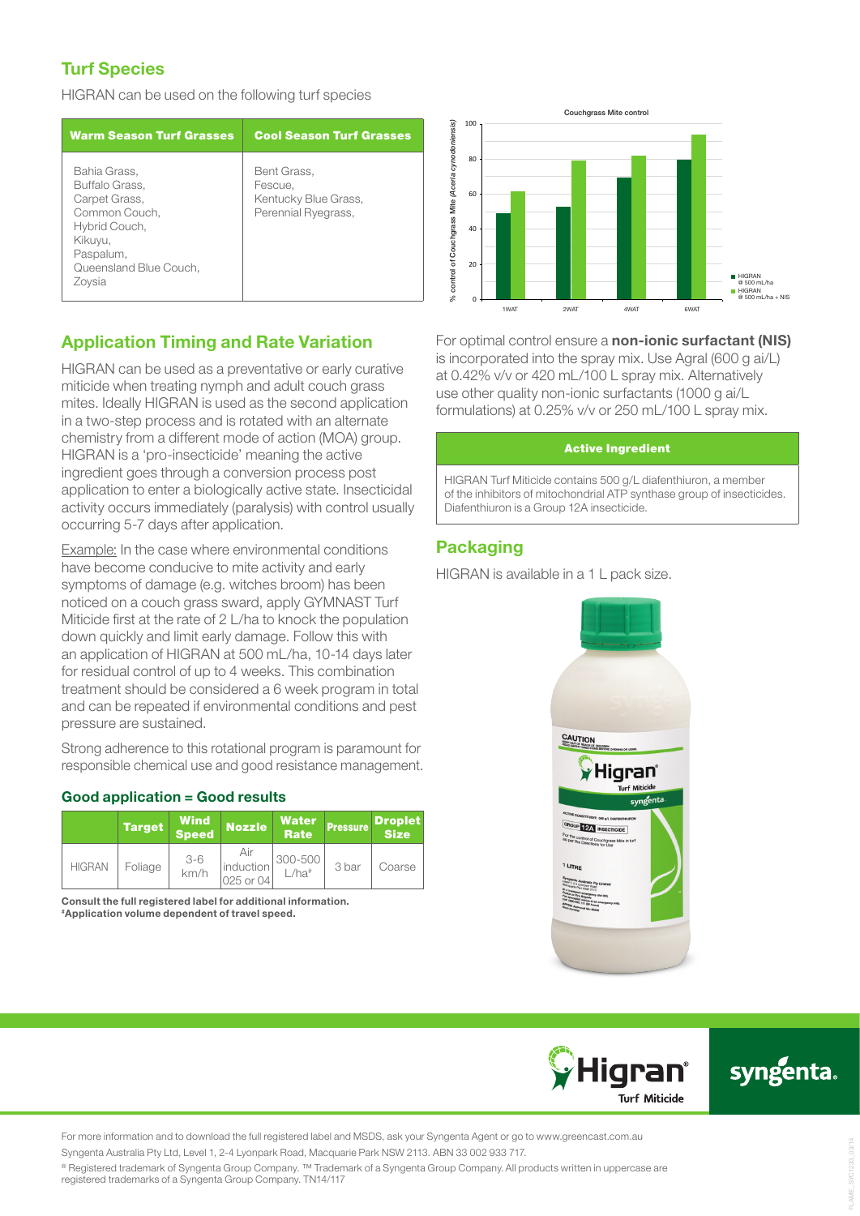## Turf Species

HIGRAN can be used on the following turf species

| Warm Season Turf Grasses | Cool Season Turf Grasses |
| --- | --- |
| Bahia Grass, Buffalo Grass, Carpet Grass, Common Couch, Hybrid Couch, Kikuyu, Paspalum, Queensland Blue Couch, Zoysia | Bent Grass, Fescue, Kentucky Blue Grass, Perennial Ryegrass, |

## Application Timing and Rate Variation

HIGRAN can be used as a preventative or early curative miticide when treating nymph and adult couch grass mites. Ideally HIGRAN is used as the second application in a two-step process and is rotated with an alternate chemistry from a different mode of action (MOA) group. HIGRAN is a 'pro-insecticide' meaning the active ingredient goes through a conversion process post application to enter a biologically active state. Insecticidal activity occurs immediately (paralysis) with control usually occurring 5-7 days after application.

Example: In the case where environmental conditions have become conducive to mite activity and early symptoms of damage (e.g. witches broom) has been noticed on a couch grass sward, apply GYMNAST Turf Miticide first at the rate of 2 L/ha to knock the population down quickly and limit early damage. Follow this with an application of HIGRAN at 500 mL/ha, 10-14 days later for residual control of up to 4 weeks. This combination treatment should be considered a 6 week program in total and can be repeated if environmental conditions and pest pressure are sustained.

Strong adherence to this rotational program is paramount for responsible chemical use and good resistance management.

### Good application = Good results

| | Target | Wind Speed | Nozzle | Water Rate | Pressure | Droplet Size |
| --- | --- | --- | --- | --- | --- | --- |
| HIGRAN | Foliage | 3-6 km/h | Air induction 025 or 04 | 300-500 L/ha# | 3 bar | Coarse |

**Consult the full registered label for additional information.**
**#Application volume dependent of travel speed.**

Couchgrass Mite control

% control of Couchgrass Mite (*Aceria cynodoniensis*)

100
80
60
40
20
0

1WAT
2WAT
4WAT
6WAT

HIGRAN @ 500 mL/ha
HIGRAN @ 500 mL/ha + NIS

For optimal control ensure a **non-ionic surfactant (NIS)** is incorporated into the spray mix. Use Agral (600 g ai/L) at 0.42% v/v or 420 mL/100 L spray mix. Alternatively use other quality non-ionic surfactants (1000 g ai/L formulations) at 0.25% v/v or 250 mL/100 L spray mix.

| Active Ingredient |
| --- |
| HIGRAN Turf Miticide contains 500 g/L diafenthiuron, a member of the inhibitors of mitochondrial ATP synthase group of insecticides. Diafenthiuron is a Group 12A insecticide. |

## Packaging

HIGRAN is available in a 1 L pack size.

For more information and to download the full registered label and MSDS, ask your Syngenta Agent or go to www.greencast.com.au

Syngenta Australia Pty Ltd, Level 1, 2-4 Lyonpark Road, Macquarie Park NSW 2113. ABN 33 002 933 717.

® Registered trademark of Syngenta Group Company. ™ Trademark of a Syngenta Group Company. All products written in uppercase are registered trademarks of a Syngenta Group Company. TN14/117